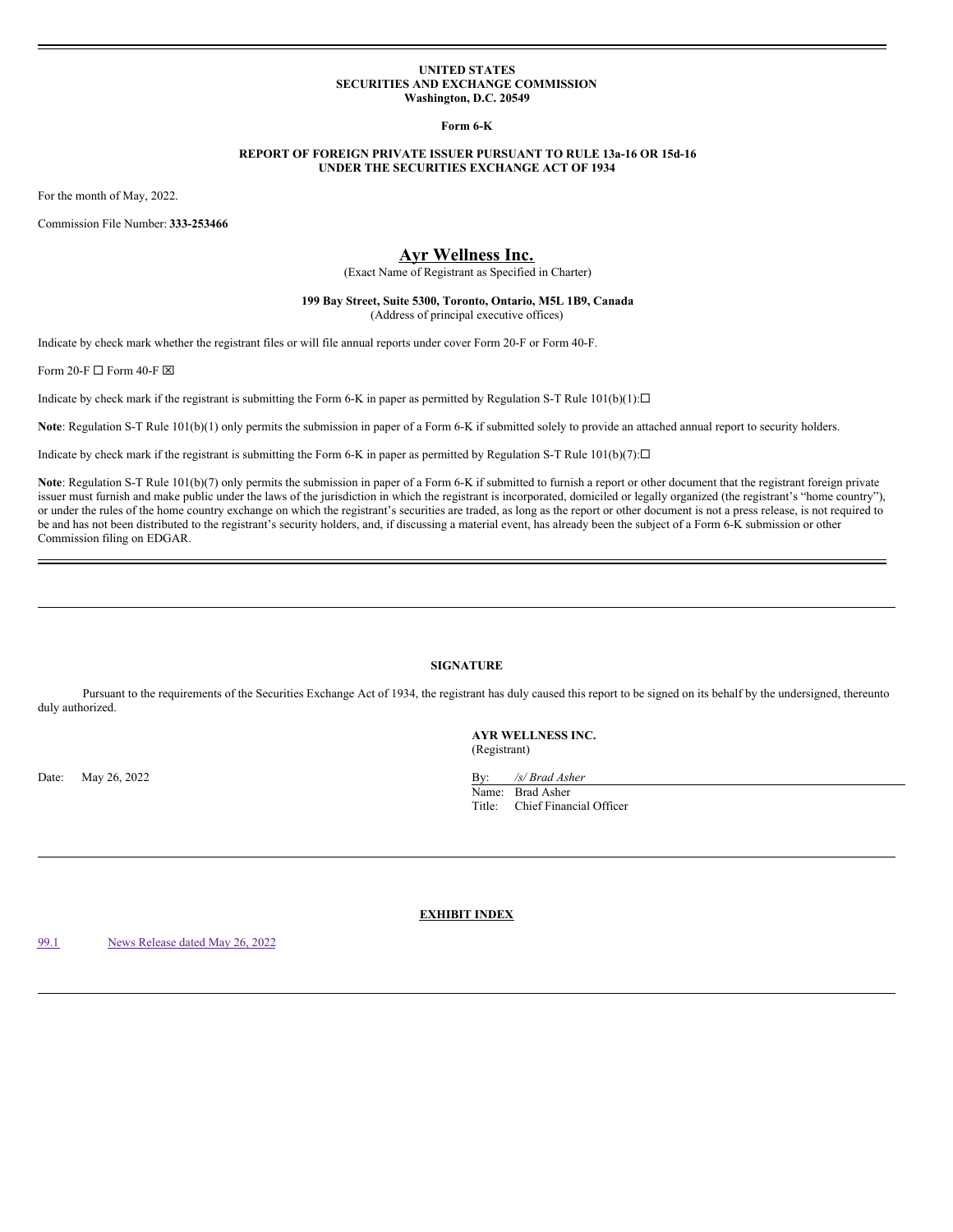**UNITED STATES**
**SECURITIES AND EXCHANGE COMMISSION**
**Washington, D.C. 20549**

**Form 6-K**

**REPORT OF FOREIGN PRIVATE ISSUER PURSUANT TO RULE 13a-16 OR 15d-16**
**UNDER THE SECURITIES EXCHANGE ACT OF 1934**

For the month of May, 2022.

Commission File Number: **333-253466**

# Ayr Wellness Inc.

(Exact Name of Registrant as Specified in Charter)

**199 Bay Street, Suite 5300, Toronto, Ontario, M5L 1B9, Canada**
(Address of principal executive offices)

Indicate by check mark whether the registrant files or will file annual reports under cover Form 20-F or Form 40-F.

Form 20-F ☐ Form 40-F ☒

Indicate by check mark if the registrant is submitting the Form 6-K in paper as permitted by Regulation S-T Rule 101(b)(1):☐

**Note**: Regulation S-T Rule 101(b)(1) only permits the submission in paper of a Form 6-K if submitted solely to provide an attached annual report to security holders.

Indicate by check mark if the registrant is submitting the Form 6-K in paper as permitted by Regulation S-T Rule 101(b)(7):☐

**Note**: Regulation S-T Rule 101(b)(7) only permits the submission in paper of a Form 6-K if submitted to furnish a report or other document that the registrant foreign private issuer must furnish and make public under the laws of the jurisdiction in which the registrant is incorporated, domiciled or legally organized (the registrant's "home country"), or under the rules of the home country exchange on which the registrant's securities are traded, as long as the report or other document is not a press release, is not required to be and has not been distributed to the registrant's security holders, and, if discussing a material event, has already been the subject of a Form 6-K submission or other Commission filing on EDGAR.

---

**SIGNATURE**

Pursuant to the requirements of the Securities Exchange Act of 1934, the registrant has duly caused this report to be signed on its behalf by the undersigned, thereunto duly authorized.

**AYR WELLNESS INC.**
(Registrant)

Date: May 26, 2022

By: */s/ Brad Asher*
Name: Brad Asher
Title: Chief Financial Officer

---

**EXHIBIT INDEX**

| | |
|---|---|
| 99.1 | News Release dated May 26, 2022 |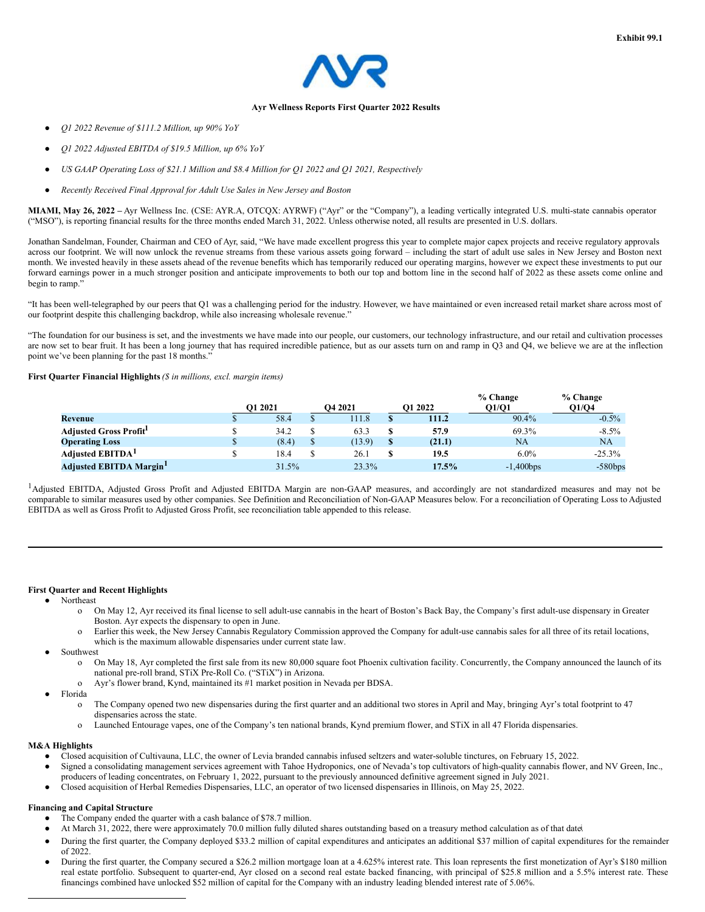Exhibit 99.1

**Ayr Wellness Reports First Quarter 2022 Results**

- *Q1 2022 Revenue of $111.2 Million, up 90% YoY*
- *Q1 2022 Adjusted EBITDA of $19.5 Million, up 6% YoY*
- *US GAAP Operating Loss of $21.1 Million and $8.4 Million for Q1 2022 and Q1 2021, Respectively*
- *Recently Received Final Approval for Adult Use Sales in New Jersey and Boston*

**MIAMI, May 26, 2022 –** Ayr Wellness Inc. (CSE: AYR.A, OTCQX: AYRWF) ("Ayr" or the "Company"), a leading vertically integrated U.S. multi-state cannabis operator ("MSO"), is reporting financial results for the three months ended March 31, 2022. Unless otherwise noted, all results are presented in U.S. dollars.

Jonathan Sandelman, Founder, Chairman and CEO of Ayr, said, "We have made excellent progress this year to complete major capex projects and receive regulatory approvals across our footprint. We will now unlock the revenue streams from these various assets going forward – including the start of adult use sales in New Jersey and Boston next month. We invested heavily in these assets ahead of the revenue benefits which has temporarily reduced our operating margins, however we expect these investments to put our forward earnings power in a much stronger position and anticipate improvements to both our top and bottom line in the second half of 2022 as these assets come online and begin to ramp."

"It has been well-telegraphed by our peers that Q1 was a challenging period for the industry. However, we have maintained or even increased retail market share across most of our footprint despite this challenging backdrop, while also increasing wholesale revenue."

"The foundation for our business is set, and the investments we have made into our people, our customers, our technology infrastructure, and our retail and cultivation processes are now set to bear fruit. It has been a long journey that has required incredible patience, but as our assets turn on and ramp in Q3 and Q4, we believe we are at the inflection point we've been planning for the past 18 months."

**First Quarter Financial Highlights** *($ in millions, excl. margin items)*

| | Q1 2021 | Q4 2021 | Q1 2022 | % Change Q1/Q1 | % Change Q1/Q4 |
|---|---|---|---|---|---|
| **Revenue** | $ 58.4 | $ 111.8 | **$ 111.2** | 90.4% | -0.5% |
| **Adjusted Gross Profit[1]** | $ 34.2 | $ 63.3 | **$ 57.9** | 69.3% | -8.5% |
| **Operating Loss** | $ (8.4) | $ (13.9) | **$ (21.1)** | NA | NA |
| **Adjusted EBITDA[1]** | $ 18.4 | $ 26.1 | **$ 19.5** | 6.0% | -25.3% |
| **Adjusted EBITDA Margin[1]** | 31.5% | 23.3% | **17.5%** | -1,400bps | -580bps |

[1]Adjusted EBITDA, Adjusted Gross Profit and Adjusted EBITDA Margin are non-GAAP measures, and accordingly are not standardized measures and may not be comparable to similar measures used by other companies. See Definition and Reconciliation of Non-GAAP Measures below. For a reconciliation of Operating Loss to Adjusted EBITDA as well as Gross Profit to Adjusted Gross Profit, see reconciliation table appended to this release.

**First Quarter and Recent Highlights**

- Northeast
  - On May 12, Ayr received its final license to sell adult-use cannabis in the heart of Boston's Back Bay, the Company's first adult-use dispensary in Greater Boston. Ayr expects the dispensary to open in June.
  - Earlier this week, the New Jersey Cannabis Regulatory Commission approved the Company for adult-use cannabis sales for all three of its retail locations, which is the maximum allowable dispensaries under current state law.
- Southwest
  - On May 18, Ayr completed the first sale from its new 80,000 square foot Phoenix cultivation facility. Concurrently, the Company announced the launch of its national pre-roll brand, STiX Pre-Roll Co. ("STiX") in Arizona.
  - Ayr's flower brand, Kynd, maintained its #1 market position in Nevada per BDSA.
- Florida
  - The Company opened two new dispensaries during the first quarter and an additional two stores in April and May, bringing Ayr's total footprint to 47 dispensaries across the state.
  - Launched Entourage vapes, one of the Company's ten national brands, Kynd premium flower, and STiX in all 47 Florida dispensaries.

**M&A Highlights**

- Closed acquisition of Cultivauna, LLC, the owner of Levia branded cannabis infused seltzers and water-soluble tinctures, on February 15, 2022.
- Signed a consolidating management services agreement with Tahoe Hydroponics, one of Nevada's top cultivators of high-quality cannabis flower, and NV Green, Inc., producers of leading concentrates, on February 1, 2022, pursuant to the previously announced definitive agreement signed in July 2021.
- Closed acquisition of Herbal Remedies Dispensaries, LLC, an operator of two licensed dispensaries in Illinois, on May 25, 2022.

**Financing and Capital Structure**

- The Company ended the quarter with a cash balance of $78.7 million.
- At March 31, 2022, there were approximately 70.0 million fully diluted shares outstanding based on a treasury method calculation as of that date.
- During the first quarter, the Company deployed $33.2 million of capital expenditures and anticipates an additional $37 million of capital expenditures for the remainder of 2022.
- During the first quarter, the Company secured a $26.2 million mortgage loan at a 4.625% interest rate. This loan represents the first monetization of Ayr's $180 million real estate portfolio. Subsequent to quarter-end, Ayr closed on a second real estate backed financing, with principal of $25.8 million and a 5.5% interest rate. These financings combined have unlocked $52 million of capital for the Company with an industry leading blended interest rate of 5.06%.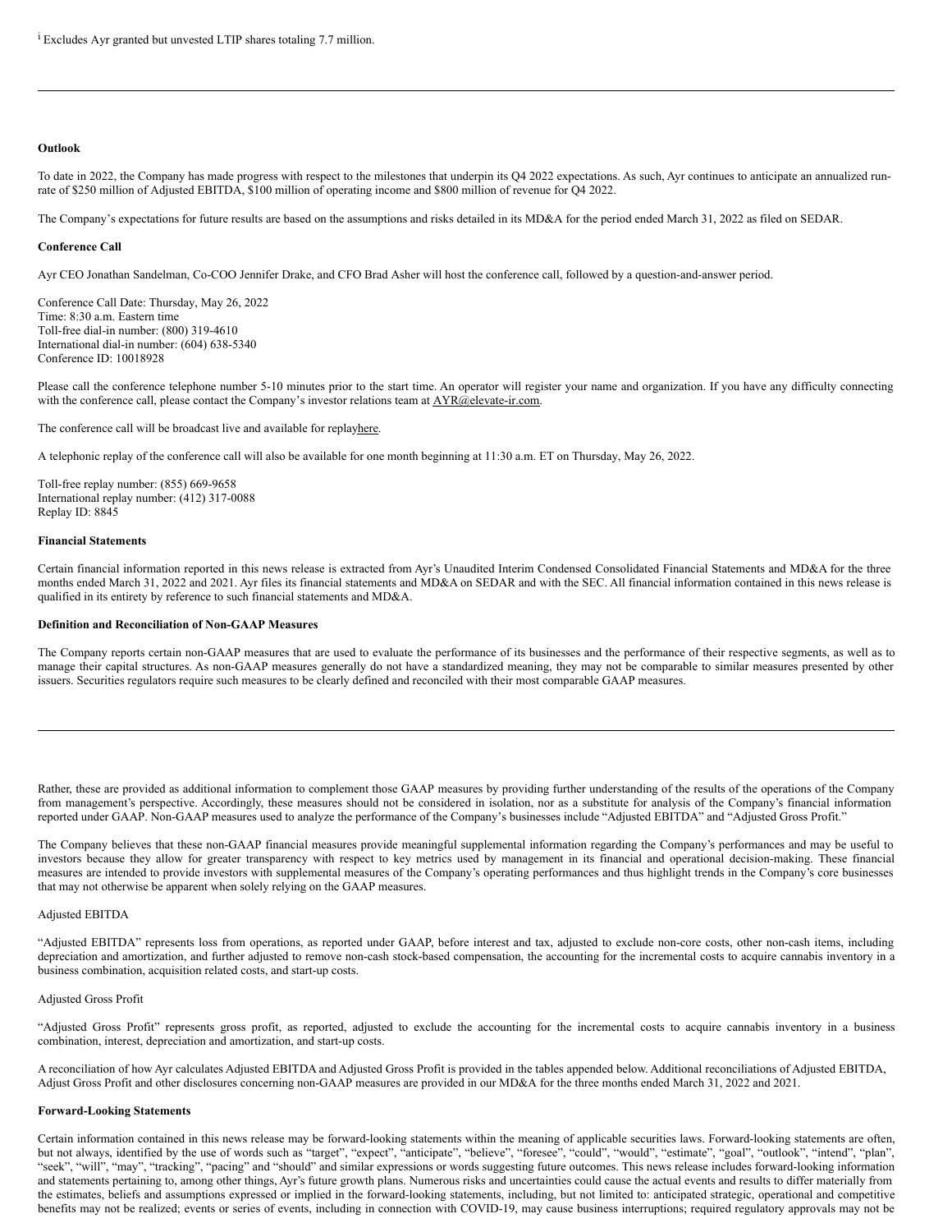[i] Excludes Ayr granted but unvested LTIP shares totaling 7.7 million.

**Outlook**

To date in 2022, the Company has made progress with respect to the milestones that underpin its Q4 2022 expectations. As such, Ayr continues to anticipate an annualized run-rate of $250 million of Adjusted EBITDA, $100 million of operating income and $800 million of revenue for Q4 2022.

The Company's expectations for future results are based on the assumptions and risks detailed in its MD&A for the period ended March 31, 2022 as filed on SEDAR.

**Conference Call**

Ayr CEO Jonathan Sandelman, Co-COO Jennifer Drake, and CFO Brad Asher will host the conference call, followed by a question-and-answer period.

Conference Call Date: Thursday, May 26, 2022
Time: 8:30 a.m. Eastern time
Toll-free dial-in number: (800) 319-4610
International dial-in number: (604) 638-5340
Conference ID: 10018928

Please call the conference telephone number 5-10 minutes prior to the start time. An operator will register your name and organization. If you have any difficulty connecting with the conference call, please contact the Company's investor relations team at AYR@elevate-ir.com.

The conference call will be broadcast live and available for replayhere.

A telephonic replay of the conference call will also be available for one month beginning at 11:30 a.m. ET on Thursday, May 26, 2022.

Toll-free replay number: (855) 669-9658
International replay number: (412) 317-0088
Replay ID: 8845

**Financial Statements**

Certain financial information reported in this news release is extracted from Ayr's Unaudited Interim Condensed Consolidated Financial Statements and MD&A for the three months ended March 31, 2022 and 2021. Ayr files its financial statements and MD&A on SEDAR and with the SEC. All financial information contained in this news release is qualified in its entirety by reference to such financial statements and MD&A.

**Definition and Reconciliation of Non-GAAP Measures**

The Company reports certain non-GAAP measures that are used to evaluate the performance of its businesses and the performance of their respective segments, as well as to manage their capital structures. As non-GAAP measures generally do not have a standardized meaning, they may not be comparable to similar measures presented by other issuers. Securities regulators require such measures to be clearly defined and reconciled with their most comparable GAAP measures.

Rather, these are provided as additional information to complement those GAAP measures by providing further understanding of the results of the operations of the Company from management's perspective. Accordingly, these measures should not be considered in isolation, nor as a substitute for analysis of the Company's financial information reported under GAAP. Non-GAAP measures used to analyze the performance of the Company's businesses include "Adjusted EBITDA" and "Adjusted Gross Profit."

The Company believes that these non-GAAP financial measures provide meaningful supplemental information regarding the Company's performances and may be useful to investors because they allow for greater transparency with respect to key metrics used by management in its financial and operational decision-making. These financial measures are intended to provide investors with supplemental measures of the Company's operating performances and thus highlight trends in the Company's core businesses that may not otherwise be apparent when solely relying on the GAAP measures.

Adjusted EBITDA

"Adjusted EBITDA" represents loss from operations, as reported under GAAP, before interest and tax, adjusted to exclude non-core costs, other non-cash items, including depreciation and amortization, and further adjusted to remove non-cash stock-based compensation, the accounting for the incremental costs to acquire cannabis inventory in a business combination, acquisition related costs, and start-up costs.

Adjusted Gross Profit

"Adjusted Gross Profit" represents gross profit, as reported, adjusted to exclude the accounting for the incremental costs to acquire cannabis inventory in a business combination, interest, depreciation and amortization, and start-up costs.

A reconciliation of how Ayr calculates Adjusted EBITDA and Adjusted Gross Profit is provided in the tables appended below. Additional reconciliations of Adjusted EBITDA, Adjust Gross Profit and other disclosures concerning non-GAAP measures are provided in our MD&A for the three months ended March 31, 2022 and 2021.

**Forward-Looking Statements**

Certain information contained in this news release may be forward-looking statements within the meaning of applicable securities laws. Forward-looking statements are often, but not always, identified by the use of words such as "target", "expect", "anticipate", "believe", "foresee", "could", "would", "estimate", "goal", "outlook", "intend", "plan", "seek", "will", "may", "tracking", "pacing" and "should" and similar expressions or words suggesting future outcomes. This news release includes forward-looking information and statements pertaining to, among other things, Ayr's future growth plans. Numerous risks and uncertainties could cause the actual events and results to differ materially from the estimates, beliefs and assumptions expressed or implied in the forward-looking statements, including, but not limited to: anticipated strategic, operational and competitive benefits may not be realized; events or series of events, including in connection with COVID-19, may cause business interruptions; required regulatory approvals may not be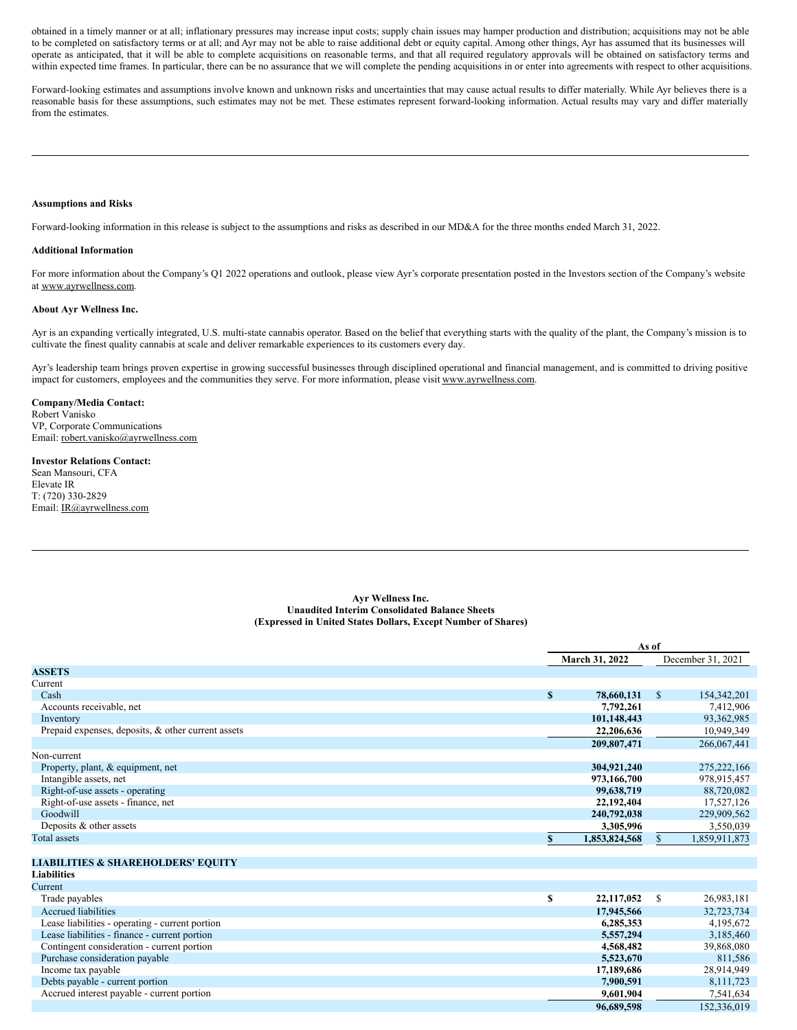obtained in a timely manner or at all; inflationary pressures may increase input costs; supply chain issues may hamper production and distribution; acquisitions may not be able to be completed on satisfactory terms or at all; and Ayr may not be able to raise additional debt or equity capital. Among other things, Ayr has assumed that its businesses will operate as anticipated, that it will be able to complete acquisitions on reasonable terms, and that all required regulatory approvals will be obtained on satisfactory terms and within expected time frames. In particular, there can be no assurance that we will complete the pending acquisitions in or enter into agreements with respect to other acquisitions.

Forward-looking estimates and assumptions involve known and unknown risks and uncertainties that may cause actual results to differ materially. While Ayr believes there is a reasonable basis for these assumptions, such estimates may not be met. These estimates represent forward-looking information. Actual results may vary and differ materially from the estimates.

---

**Assumptions and Risks**

Forward-looking information in this release is subject to the assumptions and risks as described in our MD&A for the three months ended March 31, 2022.

**Additional Information**

For more information about the Company's Q1 2022 operations and outlook, please view Ayr's corporate presentation posted in the Investors section of the Company's website at www.ayrwellness.com.

**About Ayr Wellness Inc.**

Ayr is an expanding vertically integrated, U.S. multi-state cannabis operator. Based on the belief that everything starts with the quality of the plant, the Company's mission is to cultivate the finest quality cannabis at scale and deliver remarkable experiences to its customers every day.

Ayr's leadership team brings proven expertise in growing successful businesses through disciplined operational and financial management, and is committed to driving positive impact for customers, employees and the communities they serve. For more information, please visit www.ayrwellness.com.

**Company/Media Contact:**
Robert Vanisko
VP, Corporate Communications
Email: robert.vanisko@ayrwellness.com

**Investor Relations Contact:**
Sean Mansouri, CFA
Elevate IR
T: (720) 330-2829
Email: IR@ayrwellness.com

---

**Ayr Wellness Inc.**
**Unaudited Interim Consolidated Balance Sheets**
**(Expressed in United States Dollars, Except Number of Shares)**

| | As of | |
|---|---|---|
| | **March 31, 2022** | December 31, 2021 |
| **ASSETS** | | |
| Current | | |
| Cash | **$ 78,660,131** | $ 154,342,201 |
| Accounts receivable, net | **7,792,261** | 7,412,906 |
| Inventory | **101,148,443** | 93,362,985 |
| Prepaid expenses, deposits, & other current assets | **22,206,636** | 10,949,349 |
| | **209,807,471** | 266,067,441 |
| Non-current | | |
| Property, plant, & equipment, net | **304,921,240** | 275,222,166 |
| Intangible assets, net | **973,166,700** | 978,915,457 |
| Right-of-use assets - operating | **99,638,719** | 88,720,082 |
| Right-of-use assets - finance, net | **22,192,404** | 17,527,126 |
| Goodwill | **240,792,038** | 229,909,562 |
| Deposits & other assets | **3,305,996** | 3,550,039 |
| Total assets | **$ 1,853,824,568** | $ 1,859,911,873 |
| | | |
| **LIABILITIES & SHAREHOLDERS' EQUITY** | | |
| **Liabilities** | | |
| Current | | |
| Trade payables | **$ 22,117,052** | $ 26,983,181 |
| Accrued liabilities | **17,945,566** | 32,723,734 |
| Lease liabilities - operating - current portion | **6,285,353** | 4,195,672 |
| Lease liabilities - finance - current portion | **5,557,294** | 3,185,460 |
| Contingent consideration - current portion | **4,568,482** | 39,868,080 |
| Purchase consideration payable | **5,523,670** | 811,586 |
| Income tax payable | **17,189,686** | 28,914,949 |
| Debts payable - current portion | **7,900,591** | 8,111,723 |
| Accrued interest payable - current portion | **9,601,904** | 7,541,634 |
| | **96,689,598** | 152,336,019 |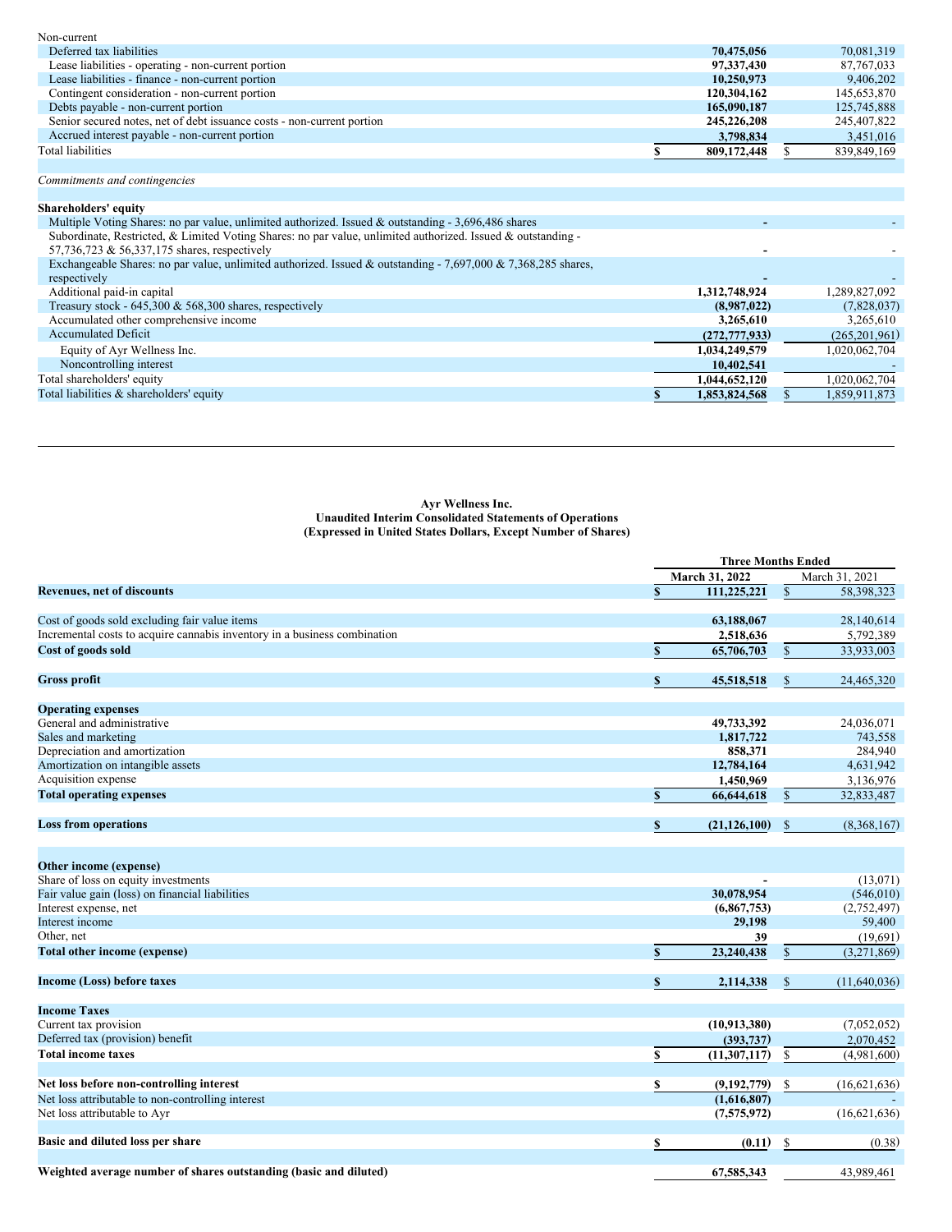| | | |
|---|---|---|
| Non-current | | |
| Deferred tax liabilities | **70,475,056** | 70,081,319 |
| Lease liabilities - operating - non-current portion | **97,337,430** | 87,767,033 |
| Lease liabilities - finance - non-current portion | **10,250,973** | 9,406,202 |
| Contingent consideration - non-current portion | **120,304,162** | 145,653,870 |
| Debts payable - non-current portion | **165,090,187** | 125,745,888 |
| Senior secured notes, net of debt issuance costs - non-current portion | **245,226,208** | 245,407,822 |
| Accrued interest payable - non-current portion | **3,798,834** | 3,451,016 |
| Total liabilities | **$ 809,172,448** | $ 839,849,169 |
| | | |
| *Commitments and contingencies* | | |
| | | |
| **Shareholders' equity** | | |
| Multiple Voting Shares: no par value, unlimited authorized. Issued & outstanding - 3,696,486 shares | **-** | - |
| Subordinate, Restricted, & Limited Voting Shares: no par value, unlimited authorized. Issued & outstanding - 57,736,723 & 56,337,175 shares, respectively | **-** | - |
| Exchangeable Shares: no par value, unlimited authorized. Issued & outstanding - 7,697,000 & 7,368,285 shares, respectively | **-** | - |
| Additional paid-in capital | **1,312,748,924** | 1,289,827,092 |
| Treasury stock - 645,300 & 568,300 shares, respectively | **(8,987,022)** | (7,828,037) |
| Accumulated other comprehensive income | **3,265,610** | 3,265,610 |
| Accumulated Deficit | **(272,777,933)** | (265,201,961) |
| Equity of Ayr Wellness Inc. | **1,034,249,579** | 1,020,062,704 |
| Noncontrolling interest | **10,402,541** | - |
| Total shareholders' equity | **1,044,652,120** | 1,020,062,704 |
| Total liabilities & shareholders' equity | **$ 1,853,824,568** | $ 1,859,911,873 |

**Ayr Wellness Inc.**
**Unaudited Interim Consolidated Statements of Operations**
**(Expressed in United States Dollars, Except Number of Shares)**

| | Three Months Ended | |
|---|---|---|
| | **March 31, 2022** | March 31, 2021 |
| **Revenues, net of discounts** | **$ 111,225,221** | $ 58,398,323 |
| | | |
| Cost of goods sold excluding fair value items | **63,188,067** | 28,140,614 |
| Incremental costs to acquire cannabis inventory in a business combination | **2,518,636** | 5,792,389 |
| **Cost of goods sold** | **$ 65,706,703** | $ 33,933,003 |
| | | |
| **Gross profit** | **$ 45,518,518** | $ 24,465,320 |
| | | |
| **Operating expenses** | | |
| General and administrative | **49,733,392** | 24,036,071 |
| Sales and marketing | **1,817,722** | 743,558 |
| Depreciation and amortization | **858,371** | 284,940 |
| Amortization on intangible assets | **12,784,164** | 4,631,942 |
| Acquisition expense | **1,450,969** | 3,136,976 |
| **Total operating expenses** | **$ 66,644,618** | $ 32,833,487 |
| | | |
| **Loss from operations** | **$ (21,126,100)** | $ (8,368,167) |
| | | |
| **Other income (expense)** | | |
| Share of loss on equity investments | **-** | (13,071) |
| Fair value gain (loss) on financial liabilities | **30,078,954** | (546,010) |
| Interest expense, net | **(6,867,753)** | (2,752,497) |
| Interest income | **29,198** | 59,400 |
| Other, net | **39** | (19,691) |
| **Total other income (expense)** | **$ 23,240,438** | $ (3,271,869) |
| | | |
| **Income (Loss) before taxes** | **$ 2,114,338** | $ (11,640,036) |
| | | |
| **Income Taxes** | | |
| Current tax provision | **(10,913,380)** | (7,052,052) |
| Deferred tax (provision) benefit | **(393,737)** | 2,070,452 |
| **Total income taxes** | **$ (11,307,117)** | $ (4,981,600) |
| | | |
| **Net loss before non-controlling interest** | **$ (9,192,779)** | $ (16,621,636) |
| Net loss attributable to non-controlling interest | **(1,616,807)** | - |
| Net loss attributable to Ayr | **(7,575,972)** | (16,621,636) |
| | | |
| **Basic and diluted loss per share** | **$ (0.11)** | $ (0.38) |
| | | |
| **Weighted average number of shares outstanding (basic and diluted)** | **67,585,343** | 43,989,461 |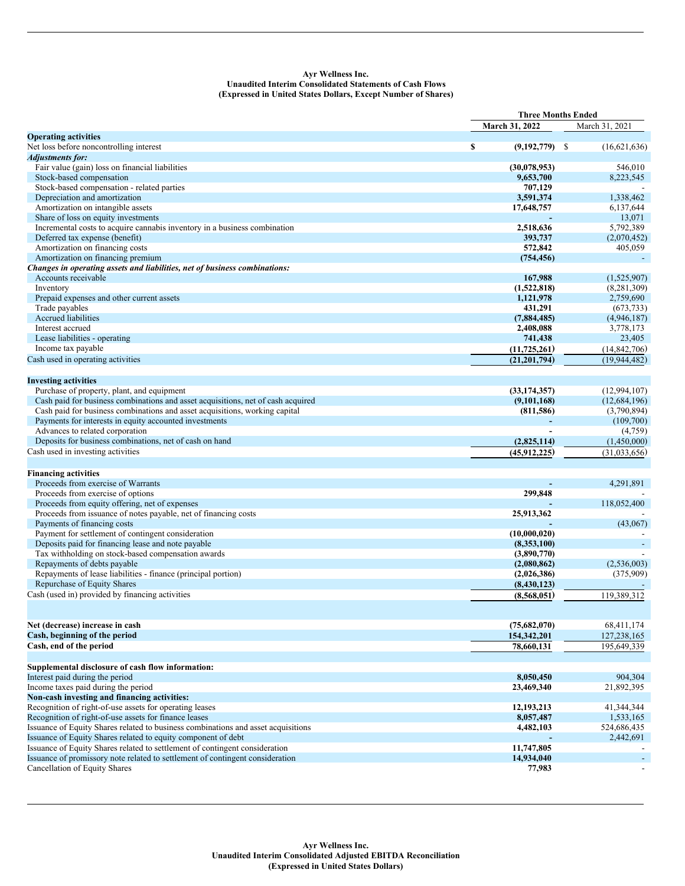**Ayr Wellness Inc.**
**Unaudited Interim Consolidated Statements of Cash Flows**
**(Expressed in United States Dollars, Except Number of Shares)**

| | Three Months Ended | |
|---|---|---|
| | **March 31, 2022** | March 31, 2021 |
| **Operating activities** | | |
| Net loss before noncontrolling interest | **$ (9,192,779)** | $ (16,621,636) |
| ***Adjustments for:*** | | |
| Fair value (gain) loss on financial liabilities | **(30,078,953)** | 546,010 |
| Stock-based compensation | **9,653,700** | 8,223,545 |
| Stock-based compensation - related parties | **707,129** | - |
| Depreciation and amortization | **3,591,374** | 1,338,462 |
| Amortization on intangible assets | **17,648,757** | 6,137,644 |
| Share of loss on equity investments | **-** | 13,071 |
| Incremental costs to acquire cannabis inventory in a business combination | **2,518,636** | 5,792,389 |
| Deferred tax expense (benefit) | **393,737** | (2,070,452) |
| Amortization on financing costs | **572,842** | 405,059 |
| Amortization on financing premium | **(754,456)** | - |
| ***Changes in operating assets and liabilities, net of business combinations:*** | | |
| Accounts receivable | **167,988** | (1,525,907) |
| Inventory | **(1,522,818)** | (8,281,309) |
| Prepaid expenses and other current assets | **1,121,978** | 2,759,690 |
| Trade payables | **431,291** | (673,733) |
| Accrued liabilities | **(7,884,485)** | (4,946,187) |
| Interest accrued | **2,408,088** | 3,778,173 |
| Lease liabilities - operating | **741,438** | 23,405 |
| Income tax payable | **(11,725,261)** | (14,842,706) |
| Cash used in operating activities | **(21,201,794)** | (19,944,482) |
| **Investing activities** | | |
| Purchase of property, plant, and equipment | **(33,174,357)** | (12,994,107) |
| Cash paid for business combinations and asset acquisitions, net of cash acquired | **(9,101,168)** | (12,684,196) |
| Cash paid for business combinations and asset acquisitions, working capital | **(811,586)** | (3,790,894) |
| Payments for interests in equity accounted investments | **-** | (109,700) |
| Advances to related corporation | **-** | (4,759) |
| Deposits for business combinations, net of cash on hand | **(2,825,114)** | (1,450,000) |
| Cash used in investing activities | **(45,912,225)** | (31,033,656) |
| **Financing activities** | | |
| Proceeds from exercise of Warrants | **-** | 4,291,891 |
| Proceeds from exercise of options | **299,848** | - |
| Proceeds from equity offering, net of expenses | **-** | 118,052,400 |
| Proceeds from issuance of notes payable, net of financing costs | **25,913,362** | - |
| Payments of financing costs | **-** | (43,067) |
| Payment for settlement of contingent consideration | **(10,000,020)** | - |
| Deposits paid for financing lease and note payable | **(8,353,100)** | - |
| Tax withholding on stock-based compensation awards | **(3,890,770)** | - |
| Repayments of debts payable | **(2,080,862)** | (2,536,003) |
| Repayments of lease liabilities - finance (principal portion) | **(2,026,386)** | (375,909) |
| Repurchase of Equity Shares | **(8,430,123)** | - |
| Cash (used in) provided by financing activities | **(8,568,051)** | 119,389,312 |
| **Net (decrease) increase in cash** | **(75,682,070)** | 68,411,174 |
| **Cash, beginning of the period** | **154,342,201** | 127,238,165 |
| **Cash, end of the period** | **78,660,131** | 195,649,339 |
| **Supplemental disclosure of cash flow information:** | | |
| Interest paid during the period | **8,050,450** | 904,304 |
| Income taxes paid during the period | **23,469,340** | 21,892,395 |
| **Non-cash investing and financing activities:** | | |
| Recognition of right-of-use assets for operating leases | **12,193,213** | 41,344,344 |
| Recognition of right-of-use assets for finance leases | **8,057,487** | 1,533,165 |
| Issuance of Equity Shares related to business combinations and asset acquisitions | **4,482,103** | 524,686,435 |
| Issuance of Equity Shares related to equity component of debt | **-** | 2,442,691 |
| Issuance of Equity Shares related to settlement of contingent consideration | **11,747,805** | - |
| Issuance of promissory note related to settlement of contingent consideration | **14,934,040** | - |
| Cancellation of Equity Shares | **77,983** | - |

**Ayr Wellness Inc.**
**Unaudited Interim Consolidated Adjusted EBITDA Reconciliation**
**(Expressed in United States Dollars)**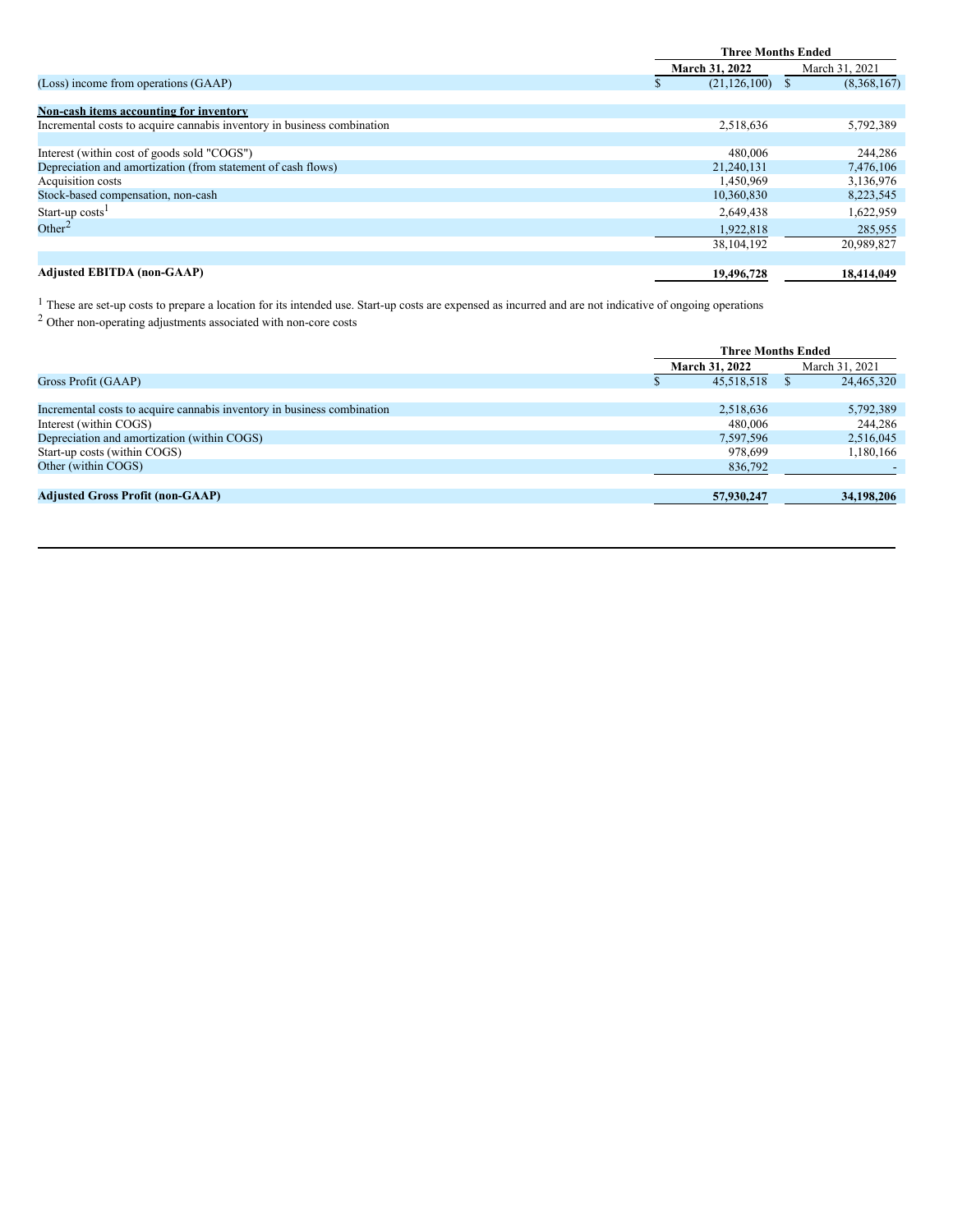| | Three Months Ended | |
|---|---|---|
| | **March 31, 2022** | March 31, 2021 |
| (Loss) income from operations (GAAP) | $ (21,126,100) | $ (8,368,167) |
| | | |
| **Non-cash items accounting for inventory** | | |
| Incremental costs to acquire cannabis inventory in business combination | 2,518,636 | 5,792,389 |
| | | |
| Interest (within cost of goods sold "COGS") | 480,006 | 244,286 |
| Depreciation and amortization (from statement of cash flows) | 21,240,131 | 7,476,106 |
| Acquisition costs | 1,450,969 | 3,136,976 |
| Stock-based compensation, non-cash | 10,360,830 | 8,223,545 |
| Start-up costs[1] | 2,649,438 | 1,622,959 |
| Other[2] | 1,922,818 | 285,955 |
| | 38,104,192 | 20,989,827 |
| | | |
| **Adjusted EBITDA (non-GAAP)** | **19,496,728** | **18,414,049** |

[1] These are set-up costs to prepare a location for its intended use. Start-up costs are expensed as incurred and are not indicative of ongoing operations

[2] Other non-operating adjustments associated with non-core costs

| | Three Months Ended | |
|---|---|---|
| | **March 31, 2022** | March 31, 2021 |
| Gross Profit (GAAP) | $ 45,518,518 | $ 24,465,320 |
| | | |
| Incremental costs to acquire cannabis inventory in business combination | 2,518,636 | 5,792,389 |
| Interest (within COGS) | 480,006 | 244,286 |
| Depreciation and amortization (within COGS) | 7,597,596 | 2,516,045 |
| Start-up costs (within COGS) | 978,699 | 1,180,166 |
| Other (within COGS) | 836,792 | - |
| | | |
| **Adjusted Gross Profit (non-GAAP)** | **57,930,247** | **34,198,206** |